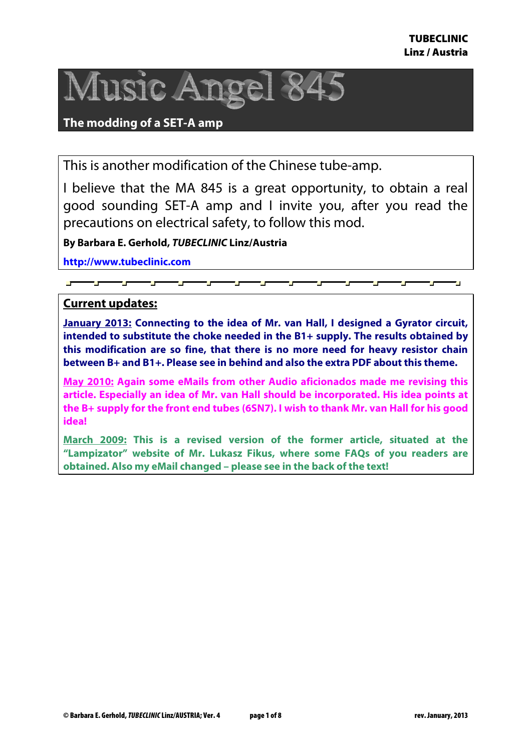TUBECLINIC
Linz / Austria

# Music Angel 845

## The modding of a SET-A amp

This is another modification of the Chinese tube-amp.

I believe that the MA 845 is a great opportunity, to obtain a real good sounding SET-A amp and I invite you, after you read the precautions on electrical safety, to follow this mod.

**By Barbara E. Gerhold, *TUBECLINIC* Linz/Austria**

http://www.tubeclinic.com

## Current updates:

**January 2013: Connecting to the idea of Mr. van Hall, I designed a Gyrator circuit, intended to substitute the choke needed in the B1+ supply. The results obtained by this modification are so fine, that there is no more need for heavy resistor chain between B+ and B1+. Please see in behind and also the extra PDF about this theme.**

**May 2010: Again some eMails from other Audio aficionados made me revising this article. Especially an idea of Mr. van Hall should be incorporated. His idea points at the B+ supply for the front end tubes (6SN7). I wish to thank Mr. van Hall for his good idea!**

**March 2009: This is a revised version of the former article, situated at the "Lampizator" website of Mr. Lukasz Fikus, where some FAQs of you readers are obtained. Also my eMail changed – please see in the back of the text!**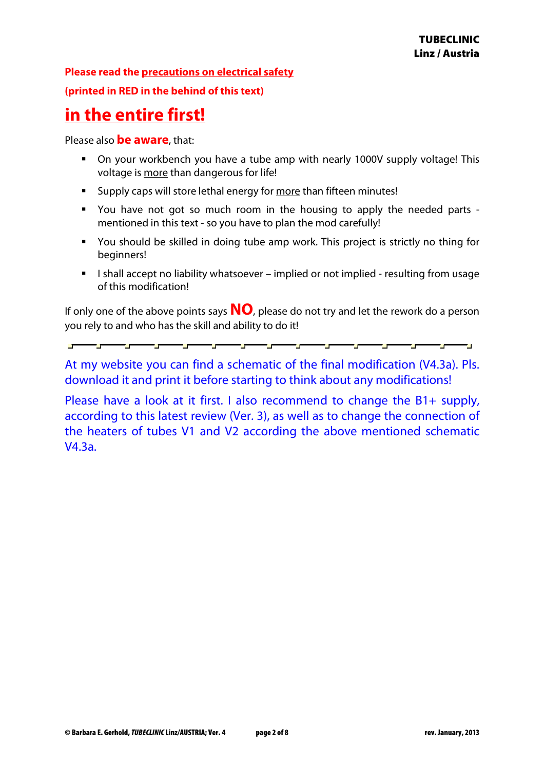**Please read the precautions on electrical safety**

**(printed in RED in the behind of this text)**

# in the entire first!

Please also **be aware**, that:

- On your workbench you have a tube amp with nearly 1000V supply voltage! This voltage is more than dangerous for life!
- Supply caps will store lethal energy for more than fifteen minutes!
- You have not got so much room in the housing to apply the needed parts - mentioned in this text - so you have to plan the mod carefully!
- You should be skilled in doing tube amp work. This project is strictly no thing for beginners!
- I shall accept no liability whatsoever – implied or not implied - resulting from usage of this modification!

If only one of the above points says **NO**, please do not try and let the rework do a person you rely to and who has the skill and ability to do it!

---

At my website you can find a schematic of the final modification (V4.3a). Pls. download it and print it before starting to think about any modifications!

Please have a look at it first. I also recommend to change the B1+ supply, according to this latest review (Ver. 3), as well as to change the connection of the heaters of tubes V1 and V2 according the above mentioned schematic V4.3a.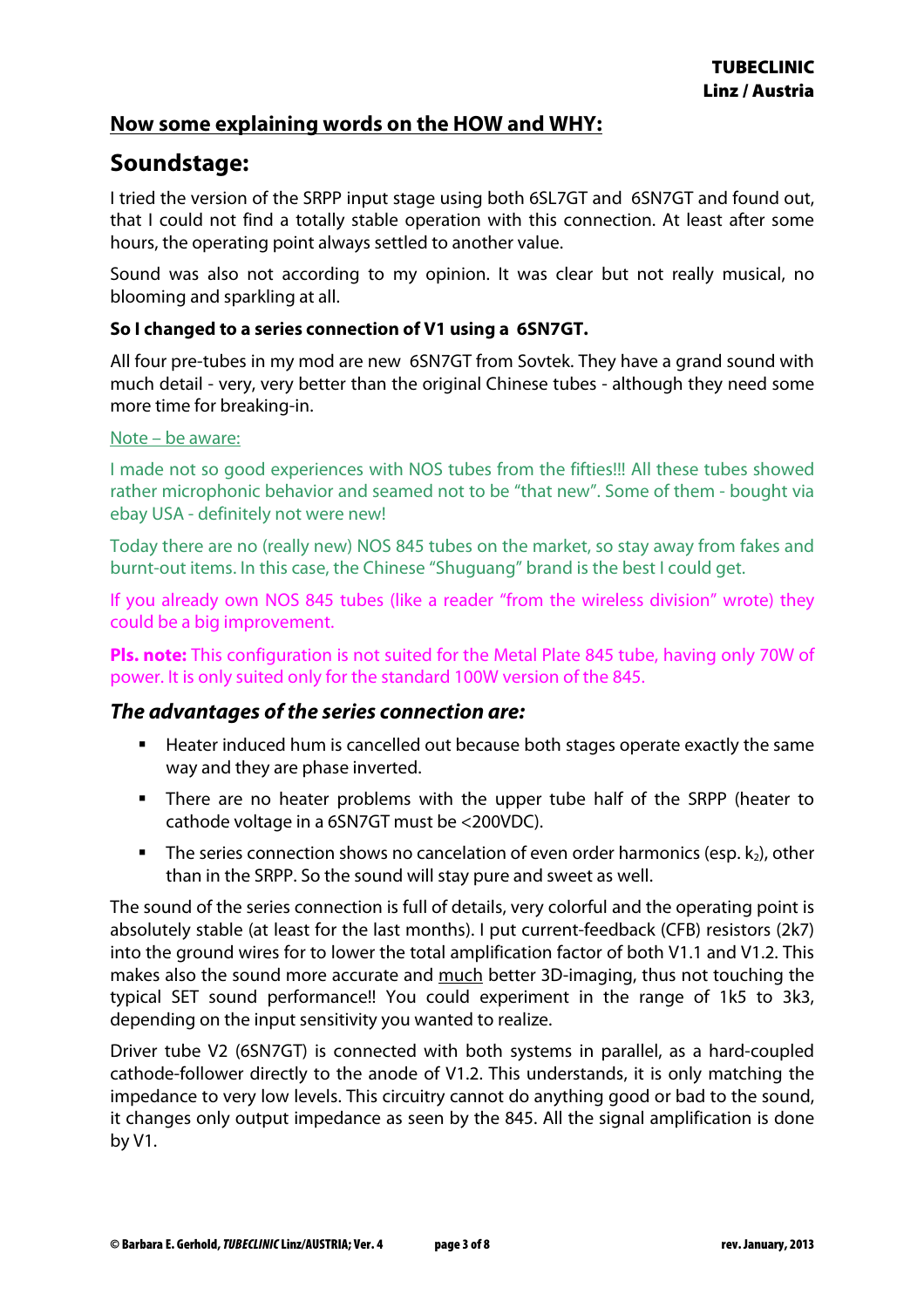## Now some explaining words on the HOW and WHY:

# Soundstage:

I tried the version of the SRPP input stage using both 6SL7GT and 6SN7GT and found out, that I could not find a totally stable operation with this connection. At least after some hours, the operating point always settled to another value.

Sound was also not according to my opinion. It was clear but not really musical, no blooming and sparkling at all.

**So I changed to a series connection of V1 using a 6SN7GT.**

All four pre-tubes in my mod are new 6SN7GT from Sovtek. They have a grand sound with much detail - very, very better than the original Chinese tubes - although they need some more time for breaking-in.

Note – be aware:

I made not so good experiences with NOS tubes from the fifties!!! All these tubes showed rather microphonic behavior and seamed not to be "that new". Some of them - bought via ebay USA - definitely not were new!

Today there are no (really new) NOS 845 tubes on the market, so stay away from fakes and burnt-out items. In this case, the Chinese "Shuguang" brand is the best I could get.

If you already own NOS 845 tubes (like a reader "from the wireless division" wrote) they could be a big improvement.

**Pls. note:** This configuration is not suited for the Metal Plate 845 tube, having only 70W of power. It is only suited only for the standard 100W version of the 845.

### *The advantages of the series connection are:*

- Heater induced hum is cancelled out because both stages operate exactly the same way and they are phase inverted.
- There are no heater problems with the upper tube half of the SRPP (heater to cathode voltage in a 6SN7GT must be <200VDC).
- The series connection shows no cancelation of even order harmonics (esp. $k_2$), other than in the SRPP. So the sound will stay pure and sweet as well.

The sound of the series connection is full of details, very colorful and the operating point is absolutely stable (at least for the last months). I put current-feedback (CFB) resistors (2k7) into the ground wires for to lower the total amplification factor of both V1.1 and V1.2. This makes also the sound more accurate and much better 3D-imaging, thus not touching the typical SET sound performance!! You could experiment in the range of 1k5 to 3k3, depending on the input sensitivity you wanted to realize.

Driver tube V2 (6SN7GT) is connected with both systems in parallel, as a hard-coupled cathode-follower directly to the anode of V1.2. This understands, it is only matching the impedance to very low levels. This circuitry cannot do anything good or bad to the sound, it changes only output impedance as seen by the 845. All the signal amplification is done by V1.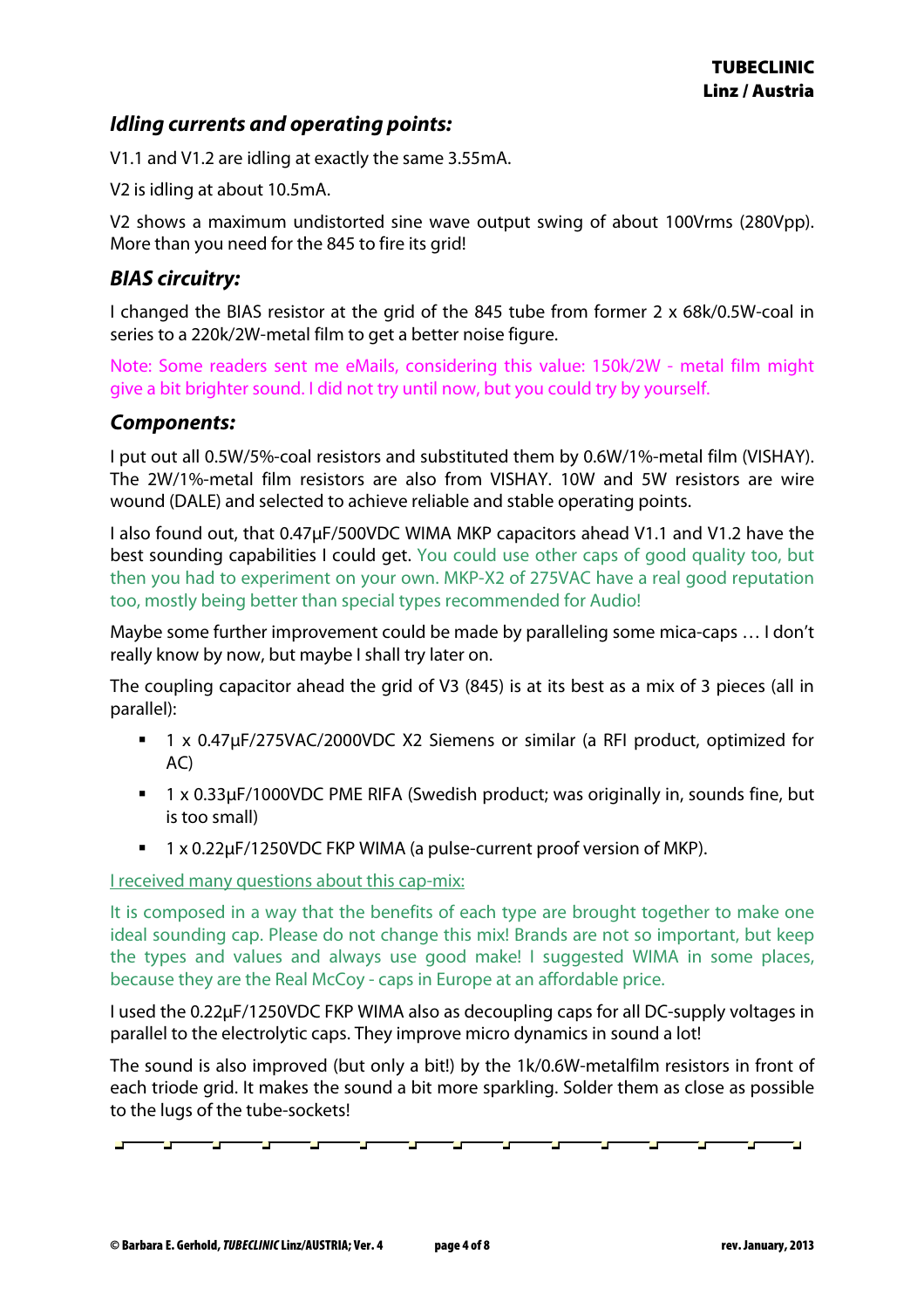### *Idling currents and operating points:*

V1.1 and V1.2 are idling at exactly the same 3.55mA.

V2 is idling at about 10.5mA.

V2 shows a maximum undistorted sine wave output swing of about 100Vrms (280Vpp). More than you need for the 845 to fire its grid!

### *BIAS circuitry:*

I changed the BIAS resistor at the grid of the 845 tube from former 2 x 68k/0.5W-coal in series to a 220k/2W-metal film to get a better noise figure.

Note: Some readers sent me eMails, considering this value: 150k/2W - metal film might give a bit brighter sound. I did not try until now, but you could try by yourself.

### *Components:*

I put out all 0.5W/5%-coal resistors and substituted them by 0.6W/1%-metal film (VISHAY). The 2W/1%-metal film resistors are also from VISHAY. 10W and 5W resistors are wire wound (DALE) and selected to achieve reliable and stable operating points.

I also found out, that 0.47µF/500VDC WIMA MKP capacitors ahead V1.1 and V1.2 have the best sounding capabilities I could get. You could use other caps of good quality too, but then you had to experiment on your own. MKP-X2 of 275VAC have a real good reputation too, mostly being better than special types recommended for Audio!

Maybe some further improvement could be made by paralleling some mica-caps … I don't really know by now, but maybe I shall try later on.

The coupling capacitor ahead the grid of V3 (845) is at its best as a mix of 3 pieces (all in parallel):

- 1 x 0.47µF/275VAC/2000VDC X2 Siemens or similar (a RFI product, optimized for AC)
- 1 x 0.33µF/1000VDC PME RIFA (Swedish product; was originally in, sounds fine, but is too small)
- 1 x 0.22µF/1250VDC FKP WIMA (a pulse-current proof version of MKP).

I received many questions about this cap-mix:

It is composed in a way that the benefits of each type are brought together to make one ideal sounding cap. Please do not change this mix! Brands are not so important, but keep the types and values and always use good make! I suggested WIMA in some places, because they are the Real McCoy - caps in Europe at an affordable price.

I used the 0.22µF/1250VDC FKP WIMA also as decoupling caps for all DC-supply voltages in parallel to the electrolytic caps. They improve micro dynamics in sound a lot!

The sound is also improved (but only a bit!) by the 1k/0.6W-metalfilm resistors in front of each triode grid. It makes the sound a bit more sparkling. Solder them as close as possible to the lugs of the tube-sockets!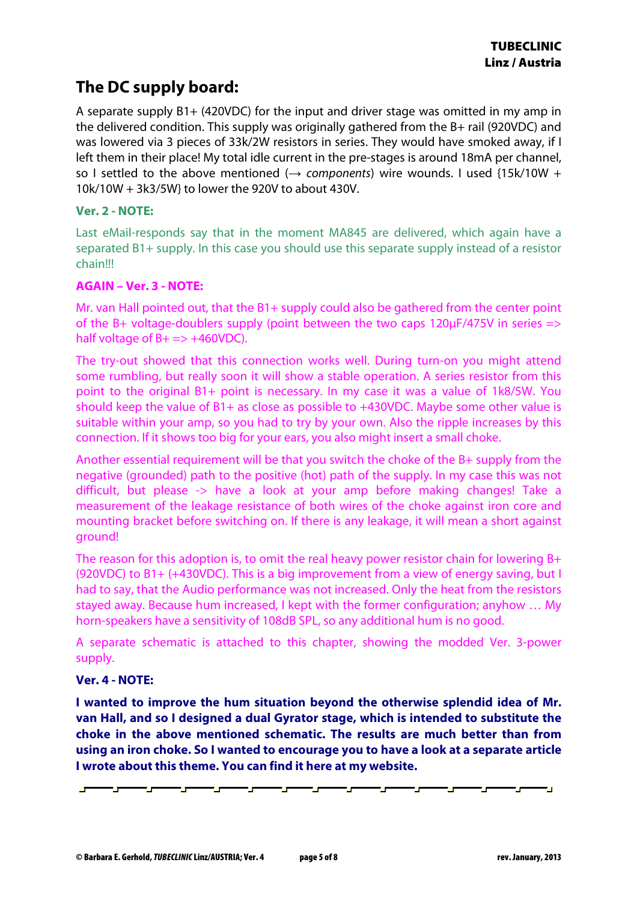## The DC supply board:

A separate supply B1+ (420VDC) for the input and driver stage was omitted in my amp in the delivered condition. This supply was originally gathered from the B+ rail (920VDC) and was lowered via 3 pieces of 33k/2W resistors in series. They would have smoked away, if I left them in their place! My total idle current in the pre-stages is around 18mA per channel, so I settled to the above mentioned (→ *components*) wire wounds. I used {15k/10W + 10k/10W + 3k3/5W} to lower the 920V to about 430V.

### Ver. 2 - NOTE:

Last eMail-responds say that in the moment MA845 are delivered, which again have a separated B1+ supply. In this case you should use this separate supply instead of a resistor chain!!!

### AGAIN – Ver. 3 - NOTE:

Mr. van Hall pointed out, that the B1+ supply could also be gathered from the center point of the B+ voltage-doublers supply (point between the two caps 120µF/475V in series => half voltage of B+ => +460VDC).

The try-out showed that this connection works well. During turn-on you might attend some rumbling, but really soon it will show a stable operation. A series resistor from this point to the original B1+ point is necessary. In my case it was a value of 1k8/5W. You should keep the value of B1+ as close as possible to +430VDC. Maybe some other value is suitable within your amp, so you had to try by your own. Also the ripple increases by this connection. If it shows too big for your ears, you also might insert a small choke.

Another essential requirement will be that you switch the choke of the B+ supply from the negative (grounded) path to the positive (hot) path of the supply. In my case this was not difficult, but please -> have a look at your amp before making changes! Take a measurement of the leakage resistance of both wires of the choke against iron core and mounting bracket before switching on. If there is any leakage, it will mean a short against ground!

The reason for this adoption is, to omit the real heavy power resistor chain for lowering B+ (920VDC) to B1+ (+430VDC). This is a big improvement from a view of energy saving, but I had to say, that the Audio performance was not increased. Only the heat from the resistors stayed away. Because hum increased, I kept with the former configuration; anyhow … My horn-speakers have a sensitivity of 108dB SPL, so any additional hum is no good.

A separate schematic is attached to this chapter, showing the modded Ver. 3-power supply.

### Ver. 4 - NOTE:

**I wanted to improve the hum situation beyond the otherwise splendid idea of Mr. van Hall, and so I designed a dual Gyrator stage, which is intended to substitute the choke in the above mentioned schematic. The results are much better than from using an iron choke. So I wanted to encourage you to have a look at a separate article I wrote about this theme. You can find it here at my website.**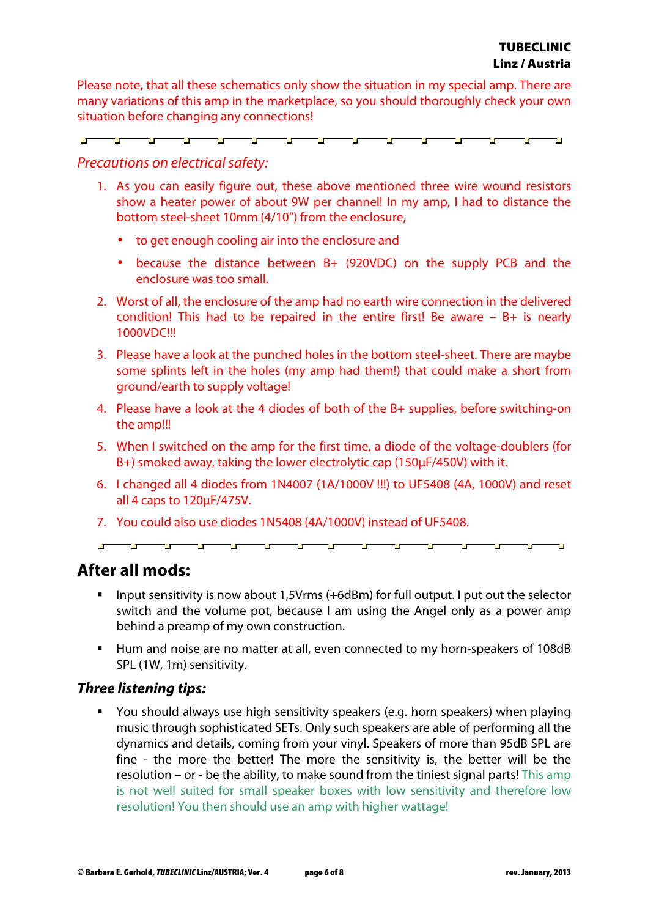Please note, that all these schematics only show the situation in my special amp. There are many variations of this amp in the marketplace, so you should thoroughly check your own situation before changing any connections!

---

*Precautions on electrical safety:*

1. As you can easily figure out, these above mentioned three wire wound resistors show a heater power of about 9W per channel! In my amp, I had to distance the bottom steel-sheet 10mm (4/10") from the enclosure,
   - to get enough cooling air into the enclosure and
   - because the distance between B+ (920VDC) on the supply PCB and the enclosure was too small.
2. Worst of all, the enclosure of the amp had no earth wire connection in the delivered condition! This had to be repaired in the entire first! Be aware – B+ is nearly 1000VDC!!!
3. Please have a look at the punched holes in the bottom steel-sheet. There are maybe some splints left in the holes (my amp had them!) that could make a short from ground/earth to supply voltage!
4. Please have a look at the 4 diodes of both of the B+ supplies, before switching-on the amp!!!
5. When I switched on the amp for the first time, a diode of the voltage-doublers (for B+) smoked away, taking the lower electrolytic cap (150µF/450V) with it.
6. I changed all 4 diodes from 1N4007 (1A/1000V !!!) to UF5408 (4A, 1000V) and reset all 4 caps to 120µF/475V.
7. You could also use diodes 1N5408 (4A/1000V) instead of UF5408.

---

## After all mods:

- Input sensitivity is now about 1,5Vrms (+6dBm) for full output. I put out the selector switch and the volume pot, because I am using the Angel only as a power amp behind a preamp of my own construction.
- Hum and noise are no matter at all, even connected to my horn-speakers of 108dB SPL (1W, 1m) sensitivity.

### *Three listening tips:*

- You should always use high sensitivity speakers (e.g. horn speakers) when playing music through sophisticated SETs. Only such speakers are able of performing all the dynamics and details, coming from your vinyl. Speakers of more than 95dB SPL are fine - the more the better! The more the sensitivity is, the better will be the resolution – or - be the ability, to make sound from the tiniest signal parts! This amp is not well suited for small speaker boxes with low sensitivity and therefore low resolution! You then should use an amp with higher wattage!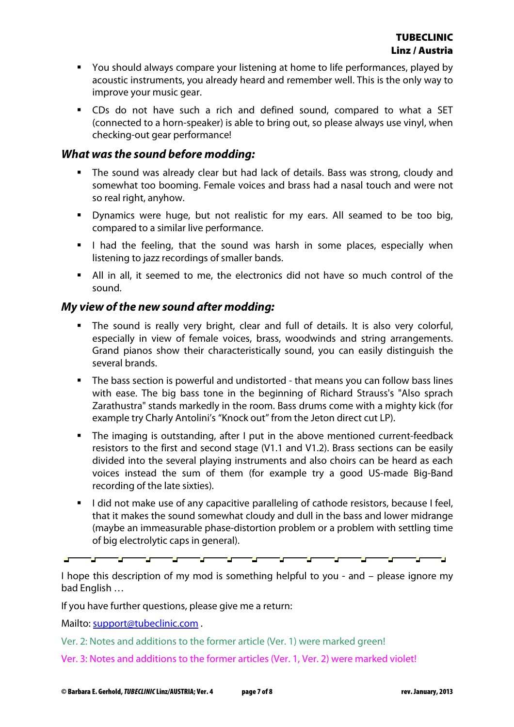- You should always compare your listening at home to life performances, played by acoustic instruments, you already heard and remember well. This is the only way to improve your music gear.
- CDs do not have such a rich and defined sound, compared to what a SET (connected to a horn-speaker) is able to bring out, so please always use vinyl, when checking-out gear performance!

### *What was the sound before modding:*

- The sound was already clear but had lack of details. Bass was strong, cloudy and somewhat too booming. Female voices and brass had a nasal touch and were not so real right, anyhow.
- Dynamics were huge, but not realistic for my ears. All seamed to be too big, compared to a similar live performance.
- I had the feeling, that the sound was harsh in some places, especially when listening to jazz recordings of smaller bands.
- All in all, it seemed to me, the electronics did not have so much control of the sound.

### *My view of the new sound after modding:*

- The sound is really very bright, clear and full of details. It is also very colorful, especially in view of female voices, brass, woodwinds and string arrangements. Grand pianos show their characteristically sound, you can easily distinguish the several brands.
- The bass section is powerful and undistorted - that means you can follow bass lines with ease. The big bass tone in the beginning of Richard Strauss's "Also sprach Zarathustra" stands markedly in the room. Bass drums come with a mighty kick (for example try Charly Antolini's "Knock out" from the Jeton direct cut LP).
- The imaging is outstanding, after I put in the above mentioned current-feedback resistors to the first and second stage (V1.1 and V1.2). Brass sections can be easily divided into the several playing instruments and also choirs can be heard as each voices instead the sum of them (for example try a good US-made Big-Band recording of the late sixties).
- I did not make use of any capacitive paralleling of cathode resistors, because I feel, that it makes the sound somewhat cloudy and dull in the bass and lower midrange (maybe an immeasurable phase-distortion problem or a problem with settling time of big electrolytic caps in general).

---

I hope this description of my mod is something helpful to you - and – please ignore my bad English …

If you have further questions, please give me a return:

Mailto: support@tubeclinic.com .

Ver. 2: Notes and additions to the former article (Ver. 1) were marked green!

Ver. 3: Notes and additions to the former articles (Ver. 1, Ver. 2) were marked violet!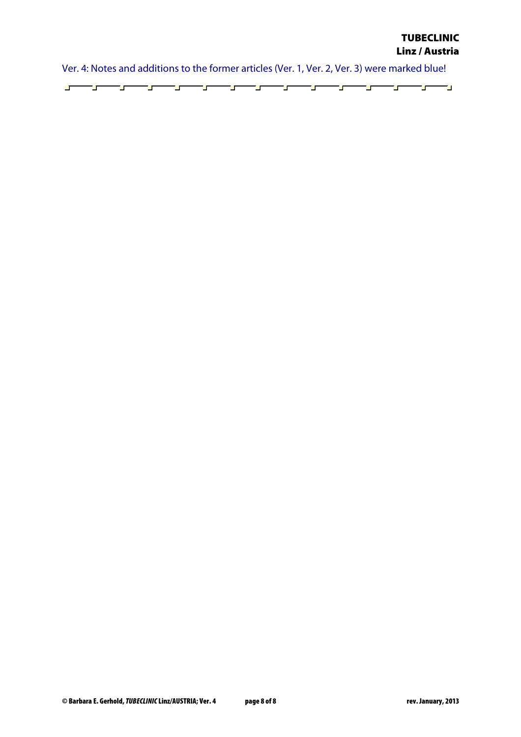Ver. 4: Notes and additions to the former articles (Ver. 1, Ver. 2, Ver. 3) were marked blue!